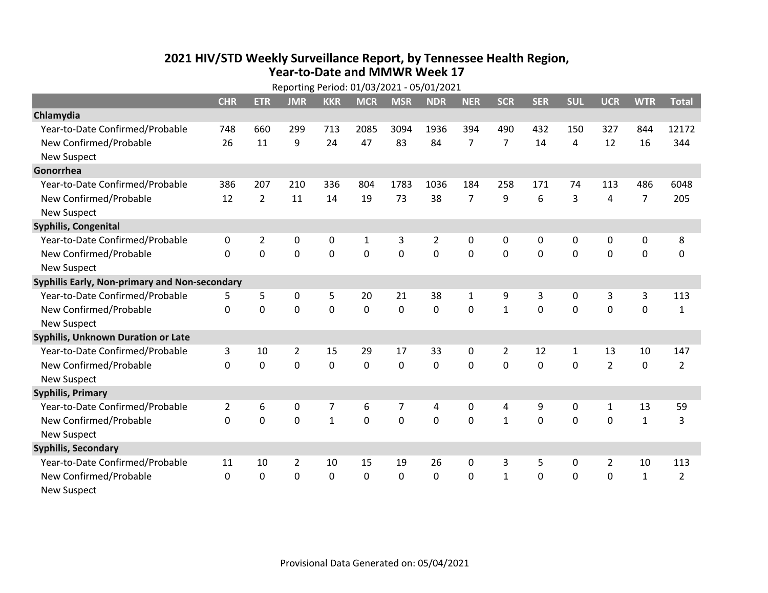# 2021 HIV/STD Weekly Surveillance Report, by Tennessee Health Region, Year-to-Date and MMWR Week 17

Reporting Period: 01/03/2021 - 05/01/2021

| | CHR | ETR | JMR | KKR | MCR | MSR | NDR | NER | SCR | SER | SUL | UCR | WTR | Total |
|---|---|---|---|---|---|---|---|---|---|---|---|---|---|---|
| **Chlamydia** | | | | | | | | | | | | | | |
| Year-to-Date Confirmed/Probable | 748 | 660 | 299 | 713 | 2085 | 3094 | 1936 | 394 | 490 | 432 | 150 | 327 | 844 | 12172 |
| New Confirmed/Probable | 26 | 11 | 9 | 24 | 47 | 83 | 84 | 7 | 7 | 14 | 4 | 12 | 16 | 344 |
| New Suspect | | | | | | | | | | | | | | |
| **Gonorrhea** | | | | | | | | | | | | | | |
| Year-to-Date Confirmed/Probable | 386 | 207 | 210 | 336 | 804 | 1783 | 1036 | 184 | 258 | 171 | 74 | 113 | 486 | 6048 |
| New Confirmed/Probable | 12 | 2 | 11 | 14 | 19 | 73 | 38 | 7 | 9 | 6 | 3 | 4 | 7 | 205 |
| New Suspect | | | | | | | | | | | | | | |
| **Syphilis, Congenital** | | | | | | | | | | | | | | |
| Year-to-Date Confirmed/Probable | 0 | 2 | 0 | 0 | 1 | 3 | 2 | 0 | 0 | 0 | 0 | 0 | 0 | 8 |
| New Confirmed/Probable | 0 | 0 | 0 | 0 | 0 | 0 | 0 | 0 | 0 | 0 | 0 | 0 | 0 | 0 |
| New Suspect | | | | | | | | | | | | | | |
| **Syphilis Early, Non-primary and Non-secondary** | | | | | | | | | | | | | | |
| Year-to-Date Confirmed/Probable | 5 | 5 | 0 | 5 | 20 | 21 | 38 | 1 | 9 | 3 | 0 | 3 | 3 | 113 |
| New Confirmed/Probable | 0 | 0 | 0 | 0 | 0 | 0 | 0 | 0 | 1 | 0 | 0 | 0 | 0 | 1 |
| New Suspect | | | | | | | | | | | | | | |
| **Syphilis, Unknown Duration or Late** | | | | | | | | | | | | | | |
| Year-to-Date Confirmed/Probable | 3 | 10 | 2 | 15 | 29 | 17 | 33 | 0 | 2 | 12 | 1 | 13 | 10 | 147 |
| New Confirmed/Probable | 0 | 0 | 0 | 0 | 0 | 0 | 0 | 0 | 0 | 0 | 0 | 2 | 0 | 2 |
| New Suspect | | | | | | | | | | | | | | |
| **Syphilis, Primary** | | | | | | | | | | | | | | |
| Year-to-Date Confirmed/Probable | 2 | 6 | 0 | 7 | 6 | 7 | 4 | 0 | 4 | 9 | 0 | 1 | 13 | 59 |
| New Confirmed/Probable | 0 | 0 | 0 | 1 | 0 | 0 | 0 | 0 | 1 | 0 | 0 | 0 | 1 | 3 |
| New Suspect | | | | | | | | | | | | | | |
| **Syphilis, Secondary** | | | | | | | | | | | | | | |
| Year-to-Date Confirmed/Probable | 11 | 10 | 2 | 10 | 15 | 19 | 26 | 0 | 3 | 5 | 0 | 2 | 10 | 113 |
| New Confirmed/Probable | 0 | 0 | 0 | 0 | 0 | 0 | 0 | 0 | 1 | 0 | 0 | 0 | 1 | 2 |
| New Suspect | | | | | | | | | | | | | | |

Provisional Data Generated on: 05/04/2021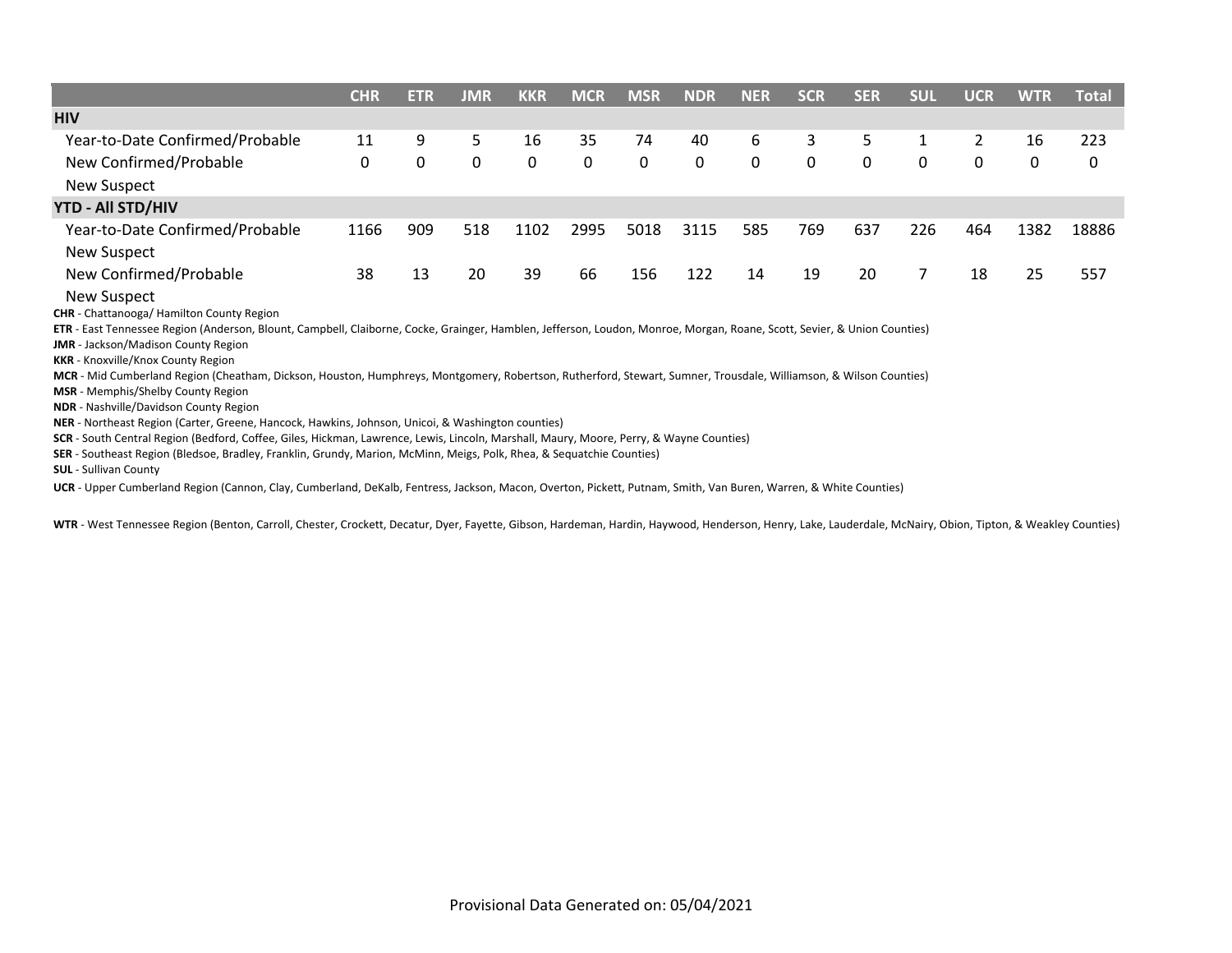| | CHR | ETR | JMR | KKR | MCR | MSR | NDR | NER | SCR | SER | SUL | UCR | WTR | Total |
|---|---|---|---|---|---|---|---|---|---|---|---|---|---|---|
| **HIV** | | | | | | | | | | | | | | |
| Year-to-Date Confirmed/Probable | 11 | 9 | 5 | 16 | 35 | 74 | 40 | 6 | 3 | 5 | 1 | 2 | 16 | 223 |
| New Confirmed/Probable | 0 | 0 | 0 | 0 | 0 | 0 | 0 | 0 | 0 | 0 | 0 | 0 | 0 | 0 |
| New Suspect | | | | | | | | | | | | | | |
| **YTD - All STD/HIV** | | | | | | | | | | | | | | |
| Year-to-Date Confirmed/Probable | 1166 | 909 | 518 | 1102 | 2995 | 5018 | 3115 | 585 | 769 | 637 | 226 | 464 | 1382 | 18886 |
| New Suspect | | | | | | | | | | | | | | |
| New Confirmed/Probable | 38 | 13 | 20 | 39 | 66 | 156 | 122 | 14 | 19 | 20 | 7 | 18 | 25 | 557 |
| New Suspect | | | | | | | | | | | | | | |

**CHR** - Chattanooga/ Hamilton County Region

**ETR** - East Tennessee Region (Anderson, Blount, Campbell, Claiborne, Cocke, Grainger, Hamblen, Jefferson, Loudon, Monroe, Morgan, Roane, Scott, Sevier, & Union Counties)

**JMR** - Jackson/Madison County Region

**KKR** - Knoxville/Knox County Region

**MCR** - Mid Cumberland Region (Cheatham, Dickson, Houston, Humphreys, Montgomery, Robertson, Rutherford, Stewart, Sumner, Trousdale, Williamson, & Wilson Counties)

**MSR** - Memphis/Shelby County Region

**NDR** - Nashville/Davidson County Region

**NER** - Northeast Region (Carter, Greene, Hancock, Hawkins, Johnson, Unicoi, & Washington counties)

**SCR** - South Central Region (Bedford, Coffee, Giles, Hickman, Lawrence, Lewis, Lincoln, Marshall, Maury, Moore, Perry, & Wayne Counties)

**SER** - Southeast Region (Bledsoe, Bradley, Franklin, Grundy, Marion, McMinn, Meigs, Polk, Rhea, & Sequatchie Counties)

**SUL** - Sullivan County

**UCR** - Upper Cumberland Region (Cannon, Clay, Cumberland, DeKalb, Fentress, Jackson, Macon, Overton, Pickett, Putnam, Smith, Van Buren, Warren, & White Counties)

**WTR** - West Tennessee Region (Benton, Carroll, Chester, Crockett, Decatur, Dyer, Fayette, Gibson, Hardeman, Hardin, Haywood, Henderson, Henry, Lake, Lauderdale, McNairy, Obion, Tipton, & Weakley Counties)

Provisional Data Generated on: 05/04/2021